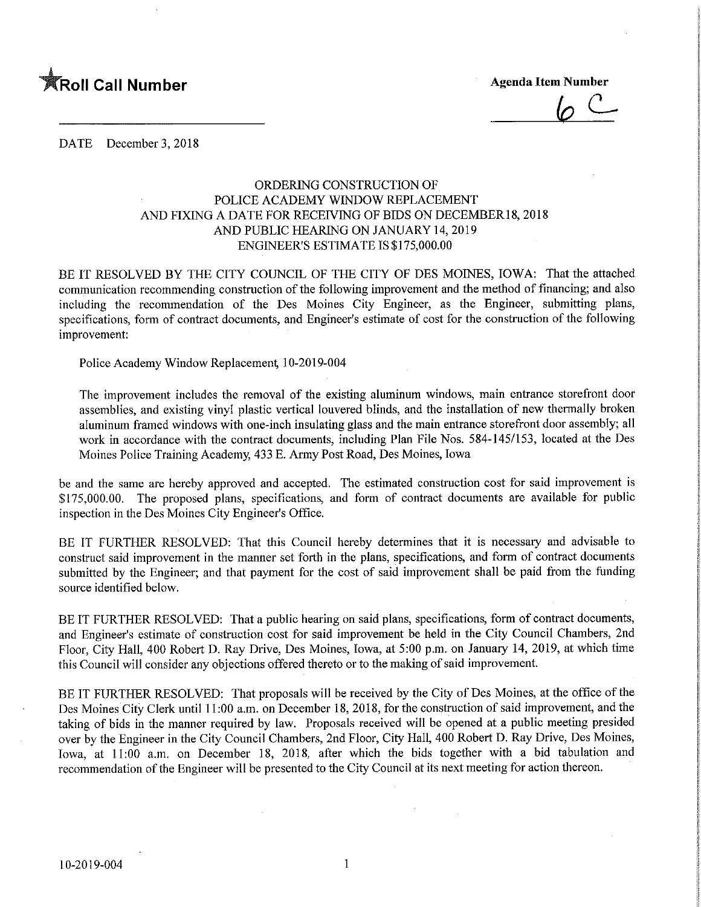**Roll Call Number**

**Agenda Item Number**

6 C

DATE December 3, 2018

ORDERING CONSTRUCTION OF
POLICE ACADEMY WINDOW REPLACEMENT
AND FIXING A DATE FOR RECEIVING OF BIDS ON DECEMBER18, 2018
AND PUBLIC HEARING ON JANUARY 14, 2019
ENGINEER'S ESTIMATE IS $175,000.00

BE IT RESOLVED BY THE CITY COUNCIL OF THE CITY OF DES MOINES, IOWA: That the attached communication recommending construction of the following improvement and the method of financing; and also including the recommendation of the Des Moines City Engineer, as the Engineer, submitting plans, specifications, form of contract documents, and Engineer's estimate of cost for the construction of the following improvement:

Police Academy Window Replacement, 10-2019-004

The improvement includes the removal of the existing aluminum windows, main entrance storefront door assemblies, and existing vinyl plastic vertical louvered blinds, and the installation of new thermally broken aluminum framed windows with one-inch insulating glass and the main entrance storefront door assembly; all work in accordance with the contract documents, including Plan File Nos. 584-145/153, located at the Des Moines Police Training Academy, 433 E. Army Post Road, Des Moines, Iowa

be and the same are hereby approved and accepted. The estimated construction cost for said improvement is $175,000.00. The proposed plans, specifications, and form of contract documents are available for public inspection in the Des Moines City Engineer's Office.

BE IT FURTHER RESOLVED: That this Council hereby determines that it is necessary and advisable to construct said improvement in the manner set forth in the plans, specifications, and form of contract documents submitted by the Engineer; and that payment for the cost of said improvement shall be paid from the funding source identified below.

BE IT FURTHER RESOLVED: That a public hearing on said plans, specifications, form of contract documents, and Engineer's estimate of construction cost for said improvement be held in the City Council Chambers, 2nd Floor, City Hall, 400 Robert D. Ray Drive, Des Moines, Iowa, at 5:00 p.m. on January 14, 2019, at which time this Council will consider any objections offered thereto or to the making of said improvement.

BE IT FURTHER RESOLVED: That proposals will be received by the City of Des Moines, at the office of the Des Moines City Clerk until 11:00 a.m. on December 18, 2018, for the construction of said improvement, and the taking of bids in the manner required by law. Proposals received will be opened at a public meeting presided over by the Engineer in the City Council Chambers, 2nd Floor, City Hall, 400 Robert D. Ray Drive, Des Moines, Iowa, at 11:00 a.m. on December 18, 2018, after which the bids together with a bid tabulation and recommendation of the Engineer will be presented to the City Council at its next meeting for action thereon.

10-2019-004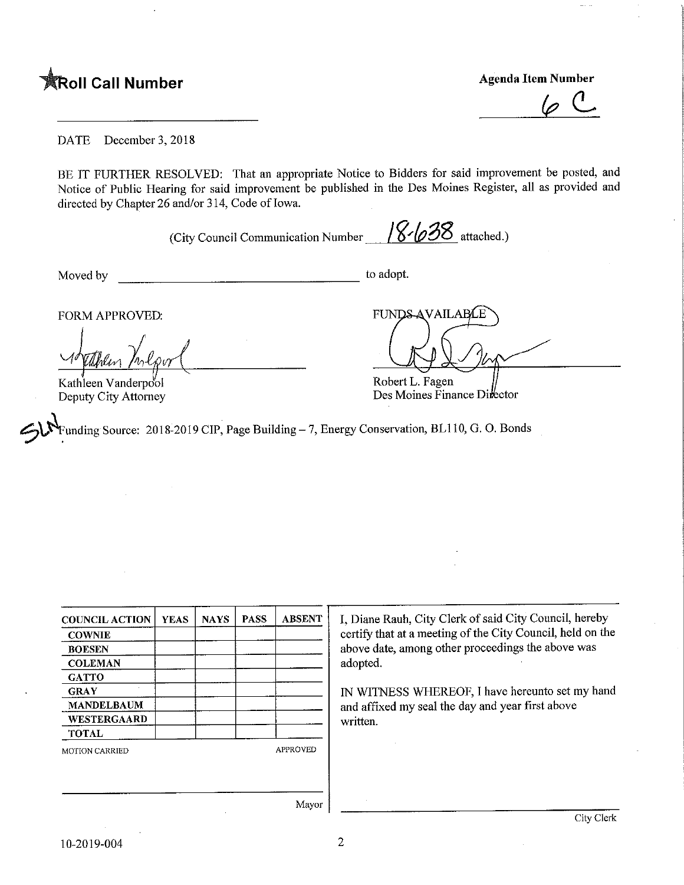**Roll Call Number**

**Agenda Item Number**

6 C

DATE December 3, 2018

BE IT FURTHER RESOLVED: That an appropriate Notice to Bidders for said improvement be posted, and Notice of Public Hearing for said improvement be published in the Des Moines Register, all as provided and directed by Chapter 26 and/or 314, Code of Iowa.

(City Council Communication Number 18-638 attached.)

Moved by ______________________ to adopt.

FORM APPROVED:

Kathleen Vanderpool
Deputy City Attorney

FUNDS AVAILABLE

Robert L. Fagen
Des Moines Finance Director

SLN Funding Source: 2018-2019 CIP, Page Building – 7, Energy Conservation, BL110, G. O. Bonds

| COUNCIL ACTION | YEAS | NAYS | PASS | ABSENT |
|---|---|---|---|---|
| COWNIE | | | | |
| BOESEN | | | | |
| COLEMAN | | | | |
| GATTO | | | | |
| GRAY | | | | |
| MANDELBAUM | | | | |
| WESTERGAARD | | | | |
| TOTAL | | | | |

MOTION CARRIED APPROVED

Mayor

I, Diane Rauh, City Clerk of said City Council, hereby certify that at a meeting of the City Council, held on the above date, among other proceedings the above was adopted.

IN WITNESS WHEREOF, I have hereunto set my hand and affixed my seal the day and year first above written.

City Clerk

10-2019-004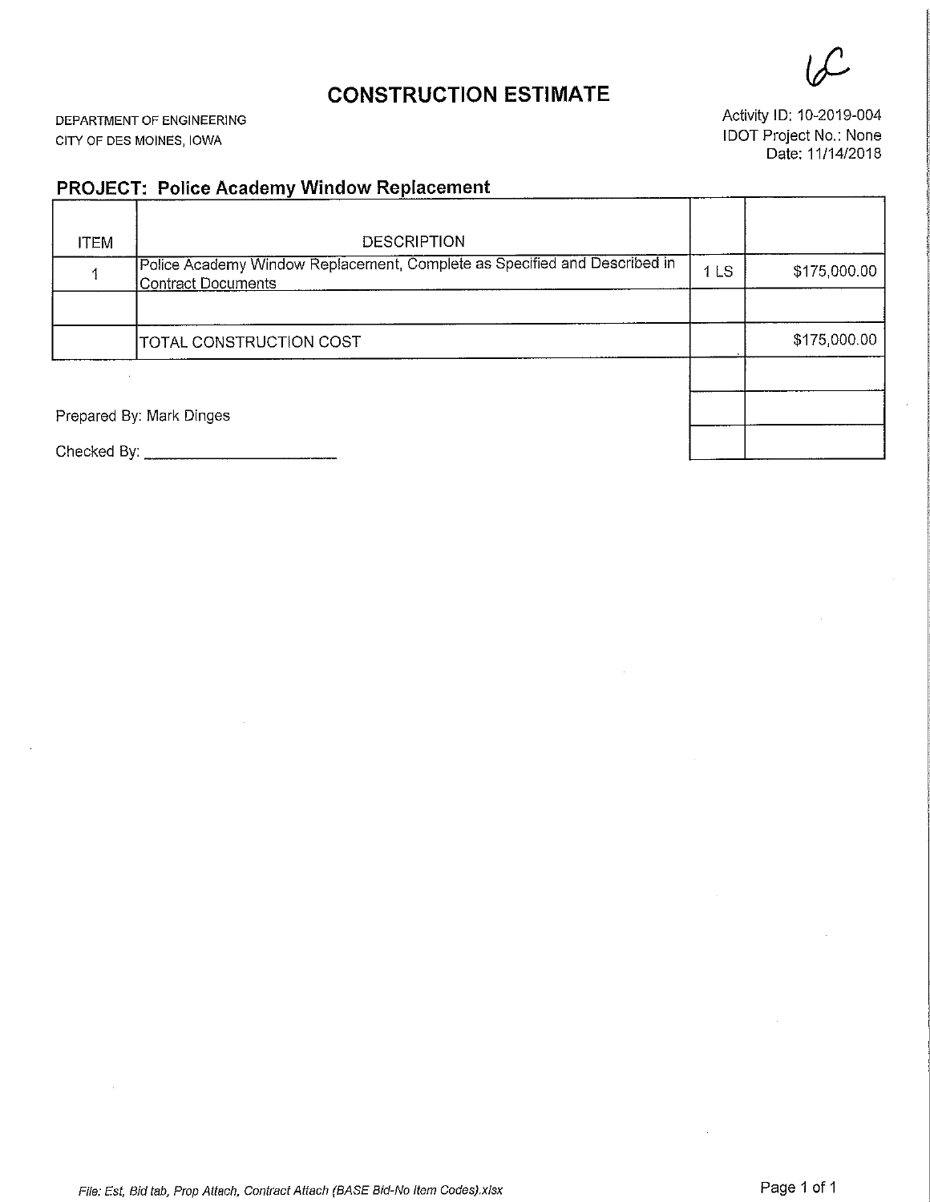# CONSTRUCTION ESTIMATE

6C

DEPARTMENT OF ENGINEERING
CITY OF DES MOINES, IOWA

Activity ID: 10-2019-004
IDOT Project No.: None
Date: 11/14/2018

## PROJECT: Police Academy Window Replacement

| ITEM | DESCRIPTION | | |
|---|---|---|---|
| 1 | Police Academy Window Replacement, Complete as Specified and Described in Contract Documents | 1 LS | $175,000.00 |
| | | | |
| | TOTAL CONSTRUCTION COST | | $175,000.00 |

Prepared By: Mark Dinges

Checked By: ______________________

*File: Est, Bid tab, Prop Attach, Contract Attach (BASE Bid-No Item Codes).xlsx*